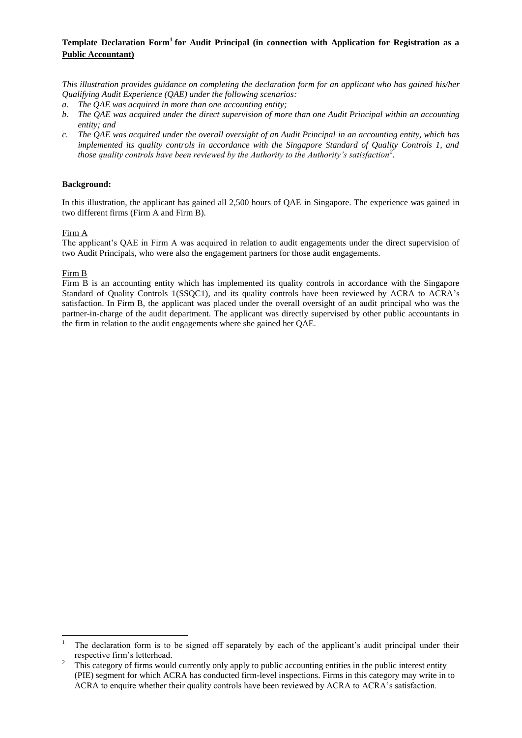**Template Declaration Form[1] for Audit Principal (in connection with Application for Registration as a Public Accountant)**

*This illustration provides guidance on completing the declaration form for an applicant who has gained his/her Qualifying Audit Experience (QAE) under the following scenarios:*

*a. The QAE was acquired in more than one accounting entity;*

*b. The QAE was acquired under the direct supervision of more than one Audit Principal within an accounting entity; and*

*c. The QAE was acquired under the overall oversight of an Audit Principal in an accounting entity, which has implemented its quality controls in accordance with the Singapore Standard of Quality Controls 1, and those quality controls have been reviewed by the Authority to the Authority's satisfaction[2].*

**Background:**

In this illustration, the applicant has gained all 2,500 hours of QAE in Singapore. The experience was gained in two different firms (Firm A and Firm B).

Firm A

The applicant's QAE in Firm A was acquired in relation to audit engagements under the direct supervision of two Audit Principals, who were also the engagement partners for those audit engagements.

Firm B

Firm B is an accounting entity which has implemented its quality controls in accordance with the Singapore Standard of Quality Controls 1(SSQC1), and its quality controls have been reviewed by ACRA to ACRA's satisfaction. In Firm B, the applicant was placed under the overall oversight of an audit principal who was the partner-in-charge of the audit department. The applicant was directly supervised by other public accountants in the firm in relation to the audit engagements where she gained her QAE.

---

[1] The declaration form is to be signed off separately by each of the applicant's audit principal under their respective firm's letterhead.

[2] This category of firms would currently only apply to public accounting entities in the public interest entity (PIE) segment for which ACRA has conducted firm-level inspections. Firms in this category may write in to ACRA to enquire whether their quality controls have been reviewed by ACRA to ACRA's satisfaction.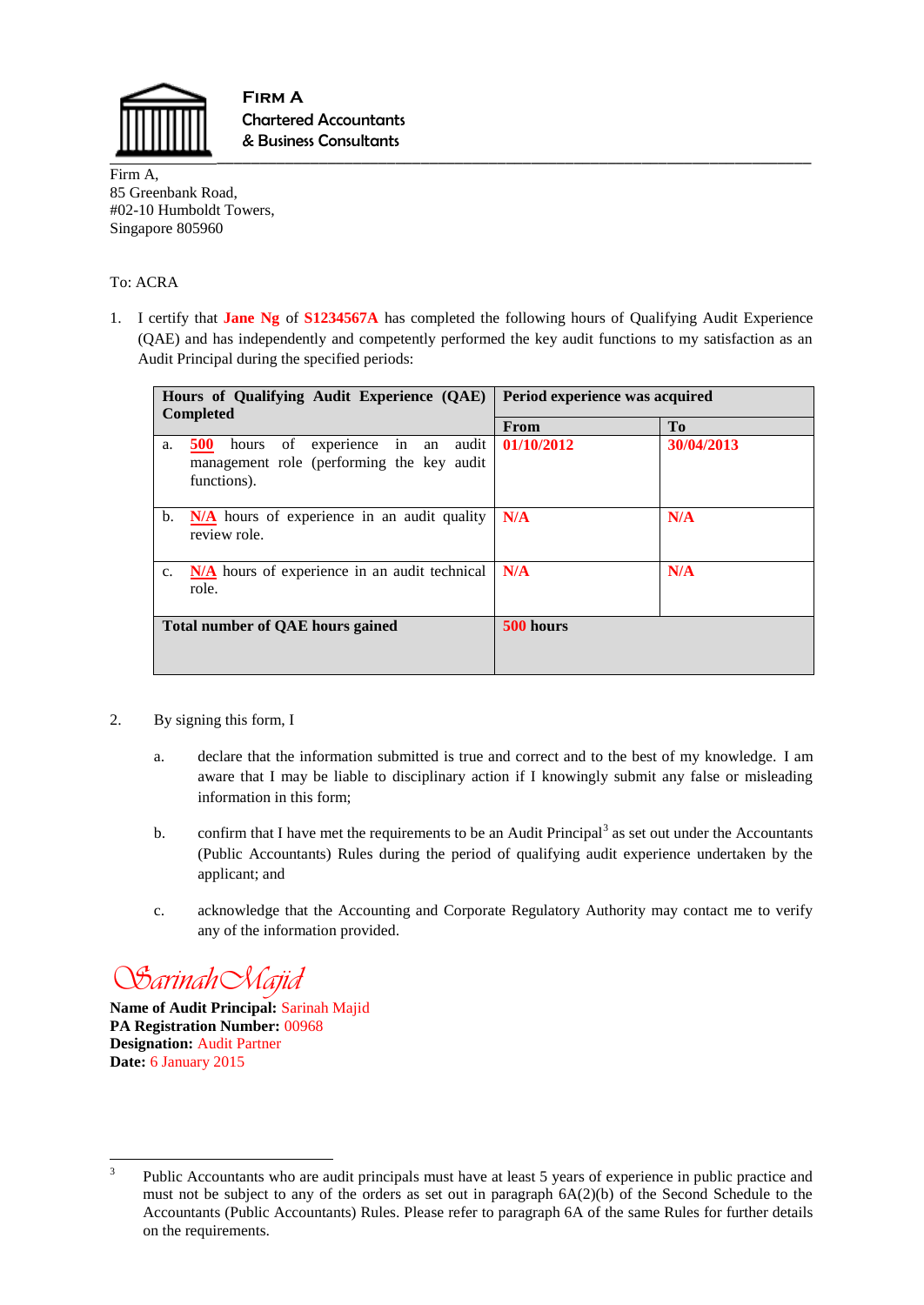**Firm A**
**Chartered Accountants**
**& Business Consultants**

Firm A,
85 Greenbank Road,
#02-10 Humboldt Towers,
Singapore 805960

To: ACRA

1. I certify that **Jane Ng** of **S1234567A** has completed the following hours of Qualifying Audit Experience (QAE) and has independently and competently performed the key audit functions to my satisfaction as an Audit Principal during the specified periods:

| **Hours of Qualifying Audit Experience (QAE) Completed** | **Period experience was acquired** | |
|---|---|---|
| | **From** | **To** |
| a. **500** hours of experience in an audit management role (performing the key audit functions). | **01/10/2012** | **30/04/2013** |
| b. **N/A** hours of experience in an audit quality review role. | **N/A** | **N/A** |
| c. **N/A** hours of experience in an audit technical role. | **N/A** | **N/A** |
| **Total number of QAE hours gained** | **500 hours** | |

2. By signing this form, I

   a. declare that the information submitted is true and correct and to the best of my knowledge. I am aware that I may be liable to disciplinary action if I knowingly submit any false or misleading information in this form;

   b. confirm that I have met the requirements to be an Audit Principal[3] as set out under the Accountants (Public Accountants) Rules during the period of qualifying audit experience undertaken by the applicant; and

   c. acknowledge that the Accounting and Corporate Regulatory Authority may contact me to verify any of the information provided.

*Sarinah Majid*

**Name of Audit Principal:** Sarinah Majid
**PA Registration Number:** 00968
**Designation:** Audit Partner
**Date:** 6 January 2015

[3] Public Accountants who are audit principals must have at least 5 years of experience in public practice and must not be subject to any of the orders as set out in paragraph 6A(2)(b) of the Second Schedule to the Accountants (Public Accountants) Rules. Please refer to paragraph 6A of the same Rules for further details on the requirements.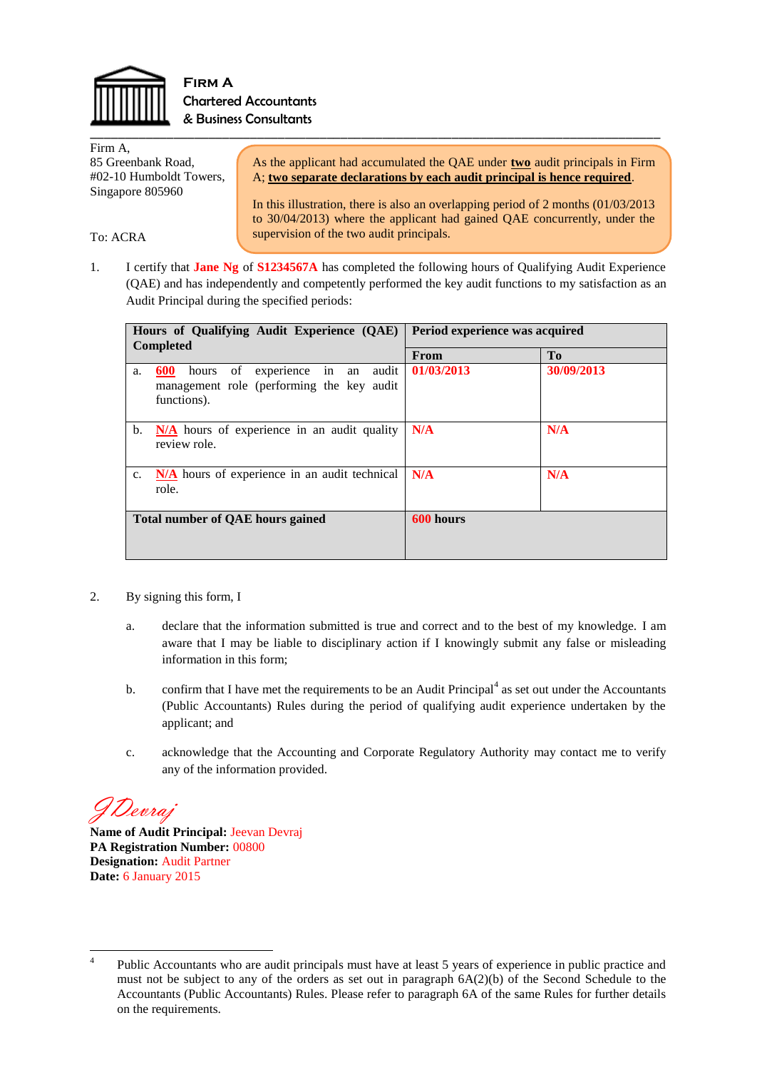**Firm A**
**Chartered Accountants**
**& Business Consultants**

Firm A,
85 Greenbank Road,
#02-10 Humboldt Towers,
Singapore 805960

> As the applicant had accumulated the QAE under **two** audit principals in Firm A; **two separate declarations by each audit principal is hence required**.
>
> In this illustration, there is also an overlapping period of 2 months (01/03/2013 to 30/04/2013) where the applicant had gained QAE concurrently, under the supervision of the two audit principals.

To: ACRA

1. I certify that **Jane Ng** of **S1234567A** has completed the following hours of Qualifying Audit Experience (QAE) and has independently and competently performed the key audit functions to my satisfaction as an Audit Principal during the specified periods:

| **Hours of Qualifying Audit Experience (QAE) Completed** | **Period experience was acquired** | |
|---|---|---|
| | **From** | **To** |
| a. **600** hours of experience in an audit management role (performing the key audit functions). | **01/03/2013** | **30/09/2013** |
| b. **N/A** hours of experience in an audit quality review role. | **N/A** | **N/A** |
| c. **N/A** hours of experience in an audit technical role. | **N/A** | **N/A** |
| **Total number of QAE hours gained** | **600 hours** | |

2. By signing this form, I

   a. declare that the information submitted is true and correct and to the best of my knowledge. I am aware that I may be liable to disciplinary action if I knowingly submit any false or misleading information in this form;

   b. confirm that I have met the requirements to be an Audit Principal[4] as set out under the Accountants (Public Accountants) Rules during the period of qualifying audit experience undertaken by the applicant; and

   c. acknowledge that the Accounting and Corporate Regulatory Authority may contact me to verify any of the information provided.

*J Devraj*

**Name of Audit Principal:** Jeevan Devraj
**PA Registration Number:** 00800
**Designation:** Audit Partner
**Date:** 6 January 2015

---

[4] Public Accountants who are audit principals must have at least 5 years of experience in public practice and must not be subject to any of the orders as set out in paragraph 6A(2)(b) of the Second Schedule to the Accountants (Public Accountants) Rules. Please refer to paragraph 6A of the same Rules for further details on the requirements.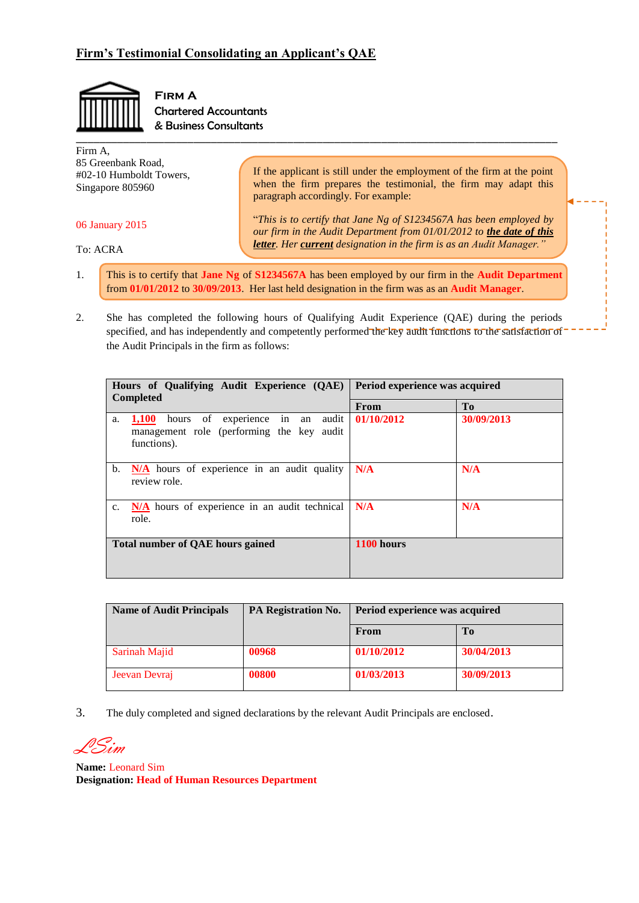## Firm's Testimonial Consolidating an Applicant's QAE

**FIRM A**
Chartered Accountants
& Business Consultants

Firm A,
85 Greenbank Road,
#02-10 Humboldt Towers,
Singapore 805960

> If the applicant is still under the employment of the firm at the point when the firm prepares the testimonial, the firm may adapt this paragraph accordingly. For example:
>
> "*This is to certify that Jane Ng of S1234567A has been employed by our firm in the Audit Department from 01/01/2012 to* ***the date of this letter****. Her* ***current*** *designation in the firm is as an Audit Manager.*"

06 January 2015

To: ACRA

1. This is to certify that **Jane Ng** of **S1234567A** has been employed by our firm in the **Audit Department** from **01/01/2012** to **30/09/2013**. Her last held designation in the firm was as an **Audit Manager**.

2. She has completed the following hours of Qualifying Audit Experience (QAE) during the periods specified, and has independently and competently performed the key audit functions to the satisfaction of the Audit Principals in the firm as follows:

| Hours of Qualifying Audit Experience (QAE) Completed | Period experience was acquired | |
|---|---|---|
| | **From** | **To** |
| a. **1,100** hours of experience in an audit management role (performing the key audit functions). | **01/10/2012** | **30/09/2013** |
| b. **N/A** hours of experience in an audit quality review role. | **N/A** | **N/A** |
| c. **N/A** hours of experience in an audit technical role. | **N/A** | **N/A** |
| **Total number of QAE hours gained** | **1100 hours** | |

| Name of Audit Principals | PA Registration No. | Period experience was acquired | |
|---|---|---|---|
| | | **From** | **To** |
| Sarinah Majid | **00968** | **01/10/2012** | **30/04/2013** |
| Jeevan Devraj | **00800** | **01/03/2013** | **30/09/2013** |

3. The duly completed and signed declarations by the relevant Audit Principals are enclosed.

LSim

**Name:** Leonard Sim
**Designation: Head of Human Resources Department**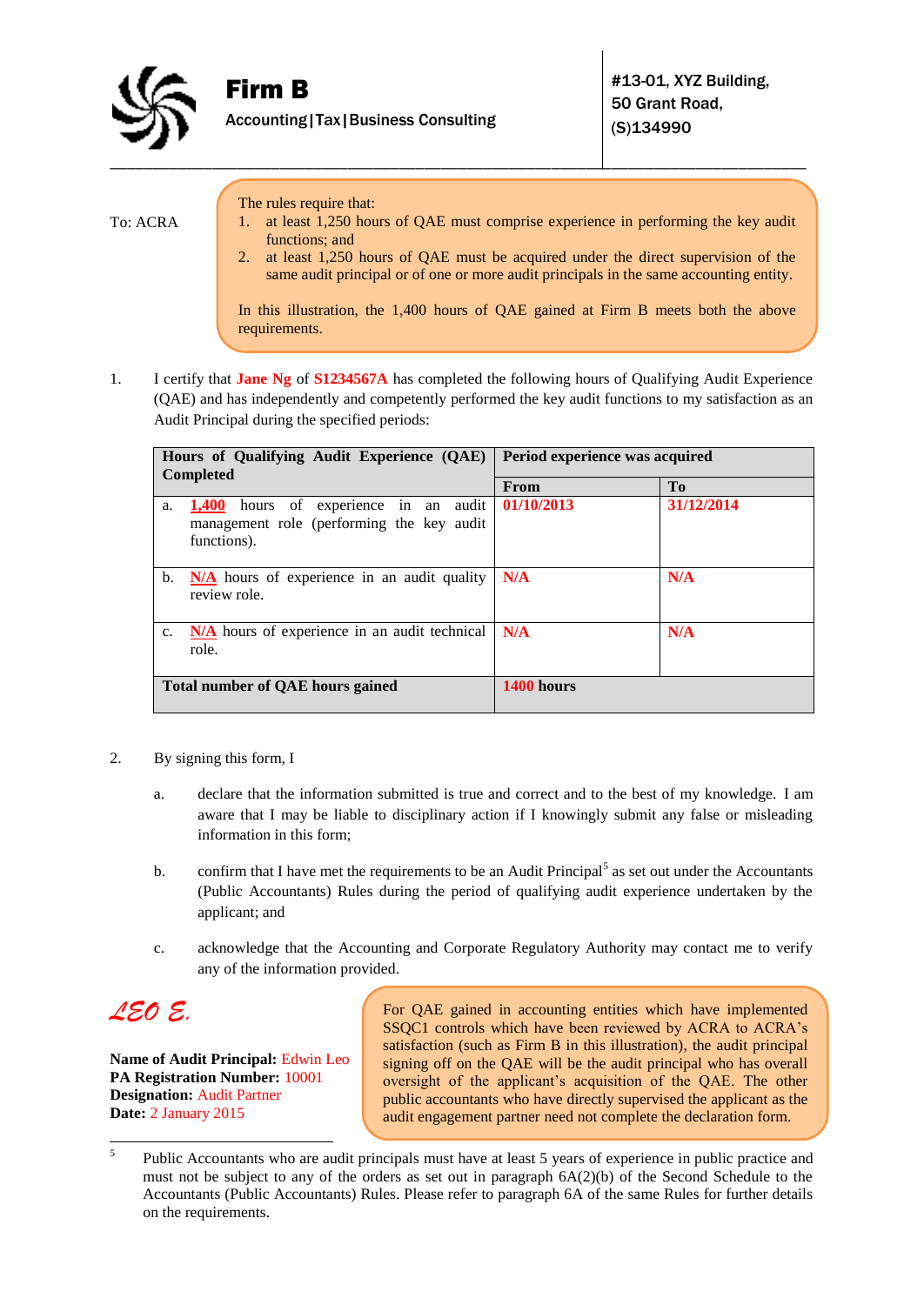**Firm B**

Accounting | Tax | Business Consulting

#13-01, XYZ Building,
50 Grant Road,
(S)134990

To: ACRA

> The rules require that:
> 1. at least 1,250 hours of QAE must comprise experience in performing the key audit functions; and
> 2. at least 1,250 hours of QAE must be acquired under the direct supervision of the same audit principal or of one or more audit principals in the same accounting entity.
>
> In this illustration, the 1,400 hours of QAE gained at Firm B meets both the above requirements.

1. I certify that **Jane Ng** of **S1234567A** has completed the following hours of Qualifying Audit Experience (QAE) and has independently and competently performed the key audit functions to my satisfaction as an Audit Principal during the specified periods:

| Hours of Qualifying Audit Experience (QAE) Completed | Period experience was acquired | |
|---|---|---|
| | **From** | **To** |
| a. **1,400** hours of experience in an audit management role (performing the key audit functions). | **01/10/2013** | **31/12/2014** |
| b. **N/A** hours of experience in an audit quality review role. | **N/A** | **N/A** |
| c. **N/A** hours of experience in an audit technical role. | **N/A** | **N/A** |
| **Total number of QAE hours gained** | **1400 hours** | |

2. By signing this form, I

   a. declare that the information submitted is true and correct and to the best of my knowledge. I am aware that I may be liable to disciplinary action if I knowingly submit any false or misleading information in this form;

   b. confirm that I have met the requirements to be an Audit Principal[5] as set out under the Accountants (Public Accountants) Rules during the period of qualifying audit experience undertaken by the applicant; and

   c. acknowledge that the Accounting and Corporate Regulatory Authority may contact me to verify any of the information provided.

*LEO E.*

**Name of Audit Principal:** Edwin Leo
**PA Registration Number:** 10001
**Designation:** Audit Partner
**Date:** 2 January 2015

> For QAE gained in accounting entities which have implemented SSQC1 controls which have been reviewed by ACRA to ACRA's satisfaction (such as Firm B in this illustration), the audit principal signing off on the QAE will be the audit principal who has overall oversight of the applicant's acquisition of the QAE. The other public accountants who have directly supervised the applicant as the audit engagement partner need not complete the declaration form.

[5] Public Accountants who are audit principals must have at least 5 years of experience in public practice and must not be subject to any of the orders as set out in paragraph 6A(2)(b) of the Second Schedule to the Accountants (Public Accountants) Rules. Please refer to paragraph 6A of the same Rules for further details on the requirements.